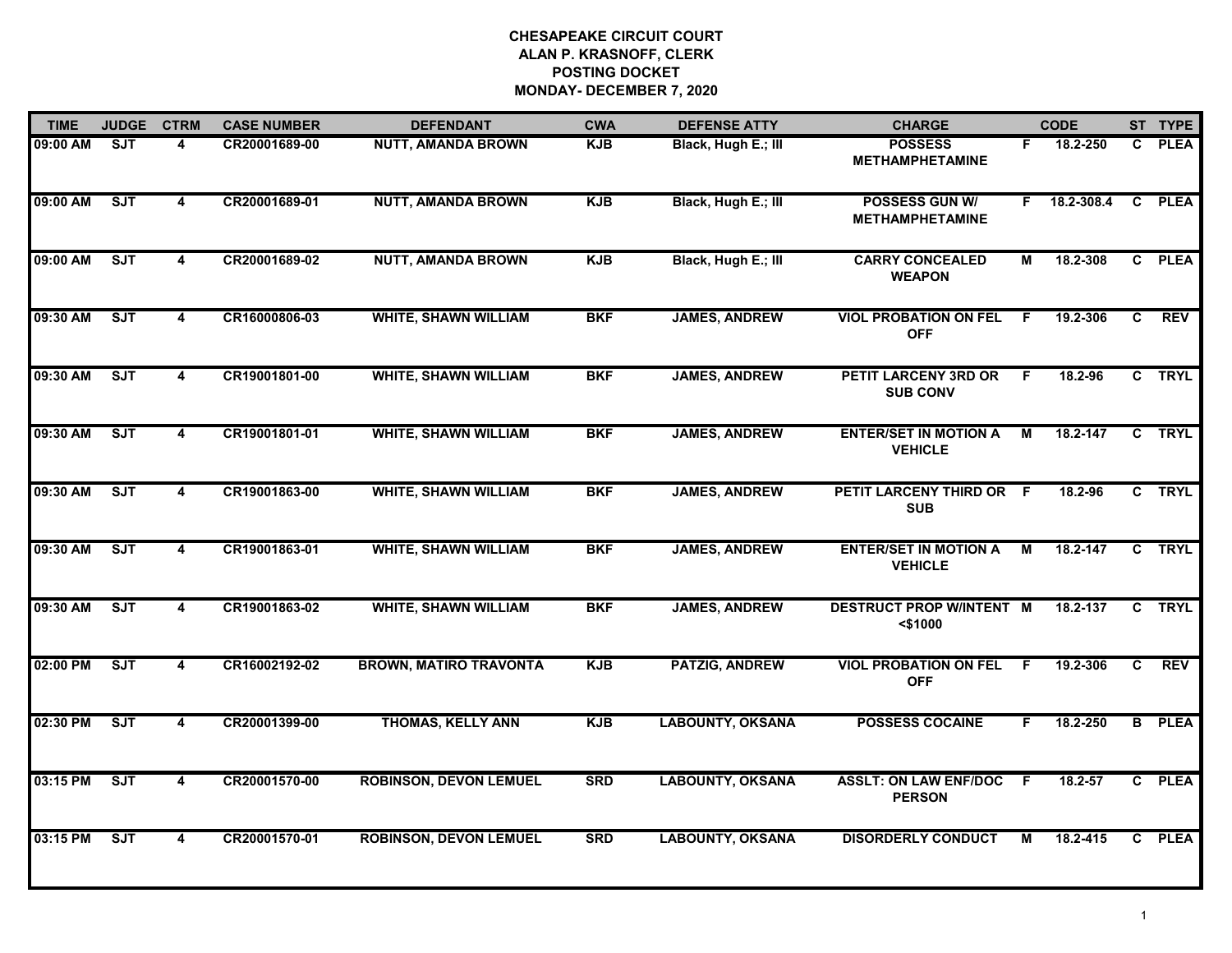**CHESAPEAKE CIRCUIT COURT**
**ALAN P. KRASNOFF, CLERK**
**POSTING DOCKET**
**MONDAY- DECEMBER 7, 2020**

| TIME | JUDGE | CTRM | CASE NUMBER | DEFENDANT | CWA | DEFENSE ATTY | CHARGE | | CODE | ST | TYPE |
|---|---|---|---|---|---|---|---|---|---|---|---|
| 09:00 AM | SJT | 4 | CR20001689-00 | NUTT, AMANDA BROWN | KJB | Black, Hugh E.; III | POSSESS METHAMPHETAMINE | F | 18.2-250 | C | PLEA |
| 09:00 AM | SJT | 4 | CR20001689-01 | NUTT, AMANDA BROWN | KJB | Black, Hugh E.; III | POSSESS GUN W/ METHAMPHETAMINE | F | 18.2-308.4 | C | PLEA |
| 09:00 AM | SJT | 4 | CR20001689-02 | NUTT, AMANDA BROWN | KJB | Black, Hugh E.; III | CARRY CONCEALED WEAPON | M | 18.2-308 | C | PLEA |
| 09:30 AM | SJT | 4 | CR16000806-03 | WHITE, SHAWN WILLIAM | BKF | JAMES, ANDREW | VIOL PROBATION ON FEL OFF | F | 19.2-306 | C | REV |
| 09:30 AM | SJT | 4 | CR19001801-00 | WHITE, SHAWN WILLIAM | BKF | JAMES, ANDREW | PETIT LARCENY 3RD OR SUB CONV | F | 18.2-96 | C | TRYL |
| 09:30 AM | SJT | 4 | CR19001801-01 | WHITE, SHAWN WILLIAM | BKF | JAMES, ANDREW | ENTER/SET IN MOTION A VEHICLE | M | 18.2-147 | C | TRYL |
| 09:30 AM | SJT | 4 | CR19001863-00 | WHITE, SHAWN WILLIAM | BKF | JAMES, ANDREW | PETIT LARCENY THIRD OR SUB | F | 18.2-96 | C | TRYL |
| 09:30 AM | SJT | 4 | CR19001863-01 | WHITE, SHAWN WILLIAM | BKF | JAMES, ANDREW | ENTER/SET IN MOTION A VEHICLE | M | 18.2-147 | C | TRYL |
| 09:30 AM | SJT | 4 | CR19001863-02 | WHITE, SHAWN WILLIAM | BKF | JAMES, ANDREW | DESTRUCT PROP W/INTENT <$1000 | M | 18.2-137 | C | TRYL |
| 02:00 PM | SJT | 4 | CR16002192-02 | BROWN, MATIRO TRAVONTA | KJB | PATZIG, ANDREW | VIOL PROBATION ON FEL OFF | F | 19.2-306 | C | REV |
| 02:30 PM | SJT | 4 | CR20001399-00 | THOMAS, KELLY ANN | KJB | LABOUNTY, OKSANA | POSSESS COCAINE | F | 18.2-250 | B | PLEA |
| 03:15 PM | SJT | 4 | CR20001570-00 | ROBINSON, DEVON LEMUEL | SRD | LABOUNTY, OKSANA | ASSLT: ON LAW ENF/DOC PERSON | F | 18.2-57 | C | PLEA |
| 03:15 PM | SJT | 4 | CR20001570-01 | ROBINSON, DEVON LEMUEL | SRD | LABOUNTY, OKSANA | DISORDERLY CONDUCT | M | 18.2-415 | C | PLEA |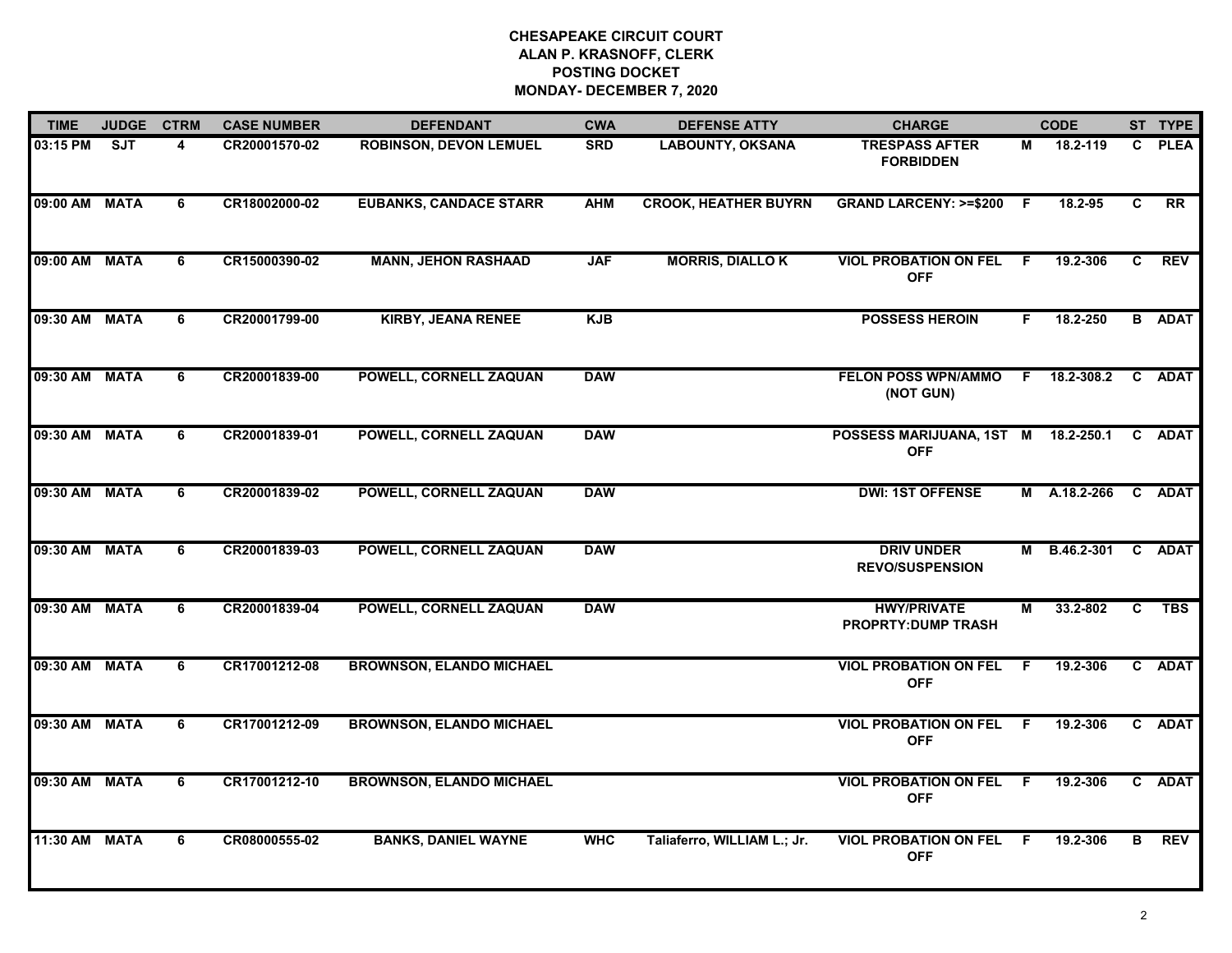**CHESAPEAKE CIRCUIT COURT**
**ALAN P. KRASNOFF, CLERK**
**POSTING DOCKET**
**MONDAY- DECEMBER 7, 2020**

| TIME | JUDGE | CTRM | CASE NUMBER | DEFENDANT | CWA | DEFENSE ATTY | CHARGE | | CODE | ST | TYPE |
|---|---|---|---|---|---|---|---|---|---|---|---|
| 03:15 PM | SJT | 4 | CR20001570-02 | ROBINSON, DEVON LEMUEL | SRD | LABOUNTY, OKSANA | TRESPASS AFTER FORBIDDEN | M | 18.2-119 | C | PLEA |
| 09:00 AM | MATA | 6 | CR18002000-02 | EUBANKS, CANDACE STARR | AHM | CROOK, HEATHER BUYRN | GRAND LARCENY: >=$200 | F | 18.2-95 | C | RR |
| 09:00 AM | MATA | 6 | CR15000390-02 | MANN, JEHON RASHAAD | JAF | MORRIS, DIALLO K | VIOL PROBATION ON FEL OFF | F | 19.2-306 | C | REV |
| 09:30 AM | MATA | 6 | CR20001799-00 | KIRBY, JEANA RENEE | KJB | | POSSESS HEROIN | F | 18.2-250 | B | ADAT |
| 09:30 AM | MATA | 6 | CR20001839-00 | POWELL, CORNELL ZAQUAN | DAW | | FELON POSS WPN/AMMO (NOT GUN) | F | 18.2-308.2 | C | ADAT |
| 09:30 AM | MATA | 6 | CR20001839-01 | POWELL, CORNELL ZAQUAN | DAW | | POSSESS MARIJUANA, 1ST OFF | M | 18.2-250.1 | C | ADAT |
| 09:30 AM | MATA | 6 | CR20001839-02 | POWELL, CORNELL ZAQUAN | DAW | | DWI: 1ST OFFENSE | M | A.18.2-266 | C | ADAT |
| 09:30 AM | MATA | 6 | CR20001839-03 | POWELL, CORNELL ZAQUAN | DAW | | DRIV UNDER REVO/SUSPENSION | M | B.46.2-301 | C | ADAT |
| 09:30 AM | MATA | 6 | CR20001839-04 | POWELL, CORNELL ZAQUAN | DAW | | HWY/PRIVATE PROPRTY:DUMP TRASH | M | 33.2-802 | C | TBS |
| 09:30 AM | MATA | 6 | CR17001212-08 | BROWNSON, ELANDO MICHAEL | | | VIOL PROBATION ON FEL OFF | F | 19.2-306 | C | ADAT |
| 09:30 AM | MATA | 6 | CR17001212-09 | BROWNSON, ELANDO MICHAEL | | | VIOL PROBATION ON FEL OFF | F | 19.2-306 | C | ADAT |
| 09:30 AM | MATA | 6 | CR17001212-10 | BROWNSON, ELANDO MICHAEL | | | VIOL PROBATION ON FEL OFF | F | 19.2-306 | C | ADAT |
| 11:30 AM | MATA | 6 | CR08000555-02 | BANKS, DANIEL WAYNE | WHC | Taliaferro, WILLIAM L.; Jr. | VIOL PROBATION ON FEL OFF | F | 19.2-306 | B | REV |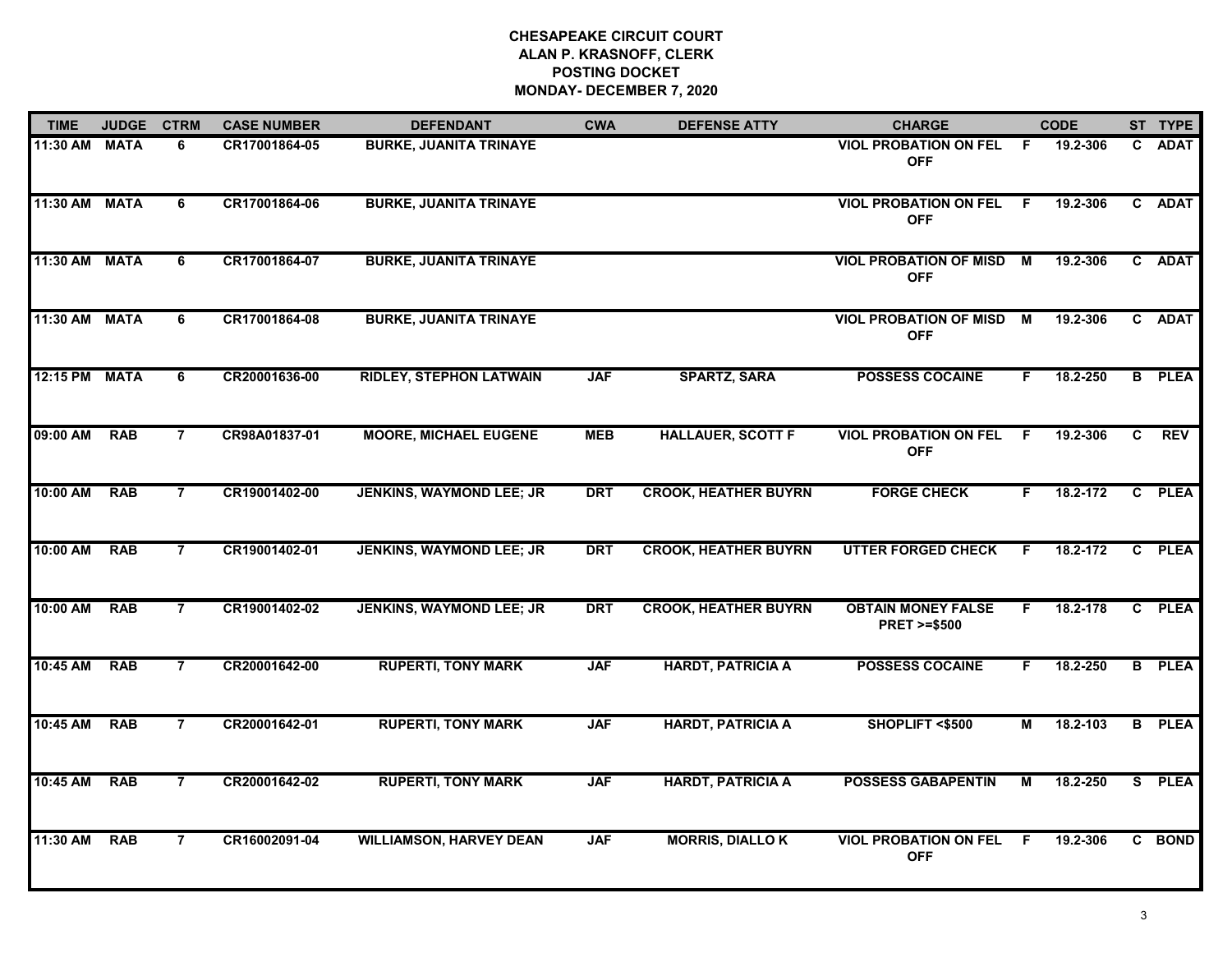# CHESAPEAKE CIRCUIT COURT
## ALAN P. KRASNOFF, CLERK
## POSTING DOCKET
## MONDAY- DECEMBER 7, 2020

| TIME | JUDGE | CTRM | CASE NUMBER | DEFENDANT | CWA | DEFENSE ATTY | CHARGE | | CODE | ST | TYPE |
|---|---|---|---|---|---|---|---|---|---|---|---|
| 11:30 AM | MATA | 6 | CR17001864-05 | BURKE, JUANITA TRINAYE | | | VIOL PROBATION ON FEL OFF | F | 19.2-306 | C | ADAT |
| 11:30 AM | MATA | 6 | CR17001864-06 | BURKE, JUANITA TRINAYE | | | VIOL PROBATION ON FEL OFF | F | 19.2-306 | C | ADAT |
| 11:30 AM | MATA | 6 | CR17001864-07 | BURKE, JUANITA TRINAYE | | | VIOL PROBATION OF MISD OFF | M | 19.2-306 | C | ADAT |
| 11:30 AM | MATA | 6 | CR17001864-08 | BURKE, JUANITA TRINAYE | | | VIOL PROBATION OF MISD OFF | M | 19.2-306 | C | ADAT |
| 12:15 PM | MATA | 6 | CR20001636-00 | RIDLEY, STEPHON LATWAIN | JAF | SPARTZ, SARA | POSSESS COCAINE | F | 18.2-250 | B | PLEA |
| 09:00 AM | RAB | 7 | CR98A01837-01 | MOORE, MICHAEL EUGENE | MEB | HALLAUER, SCOTT F | VIOL PROBATION ON FEL OFF | F | 19.2-306 | C | REV |
| 10:00 AM | RAB | 7 | CR19001402-00 | JENKINS, WAYMOND LEE; JR | DRT | CROOK, HEATHER BUYRN | FORGE CHECK | F | 18.2-172 | C | PLEA |
| 10:00 AM | RAB | 7 | CR19001402-01 | JENKINS, WAYMOND LEE; JR | DRT | CROOK, HEATHER BUYRN | UTTER FORGED CHECK | F | 18.2-172 | C | PLEA |
| 10:00 AM | RAB | 7 | CR19001402-02 | JENKINS, WAYMOND LEE; JR | DRT | CROOK, HEATHER BUYRN | OBTAIN MONEY FALSE PRET >=$500 | F | 18.2-178 | C | PLEA |
| 10:45 AM | RAB | 7 | CR20001642-00 | RUPERTI, TONY MARK | JAF | HARDT, PATRICIA A | POSSESS COCAINE | F | 18.2-250 | B | PLEA |
| 10:45 AM | RAB | 7 | CR20001642-01 | RUPERTI, TONY MARK | JAF | HARDT, PATRICIA A | SHOPLIFT <$500 | M | 18.2-103 | B | PLEA |
| 10:45 AM | RAB | 7 | CR20001642-02 | RUPERTI, TONY MARK | JAF | HARDT, PATRICIA A | POSSESS GABAPENTIN | M | 18.2-250 | S | PLEA |
| 11:30 AM | RAB | 7 | CR16002091-04 | WILLIAMSON, HARVEY DEAN | JAF | MORRIS, DIALLO K | VIOL PROBATION ON FEL OFF | F | 19.2-306 | C | BOND |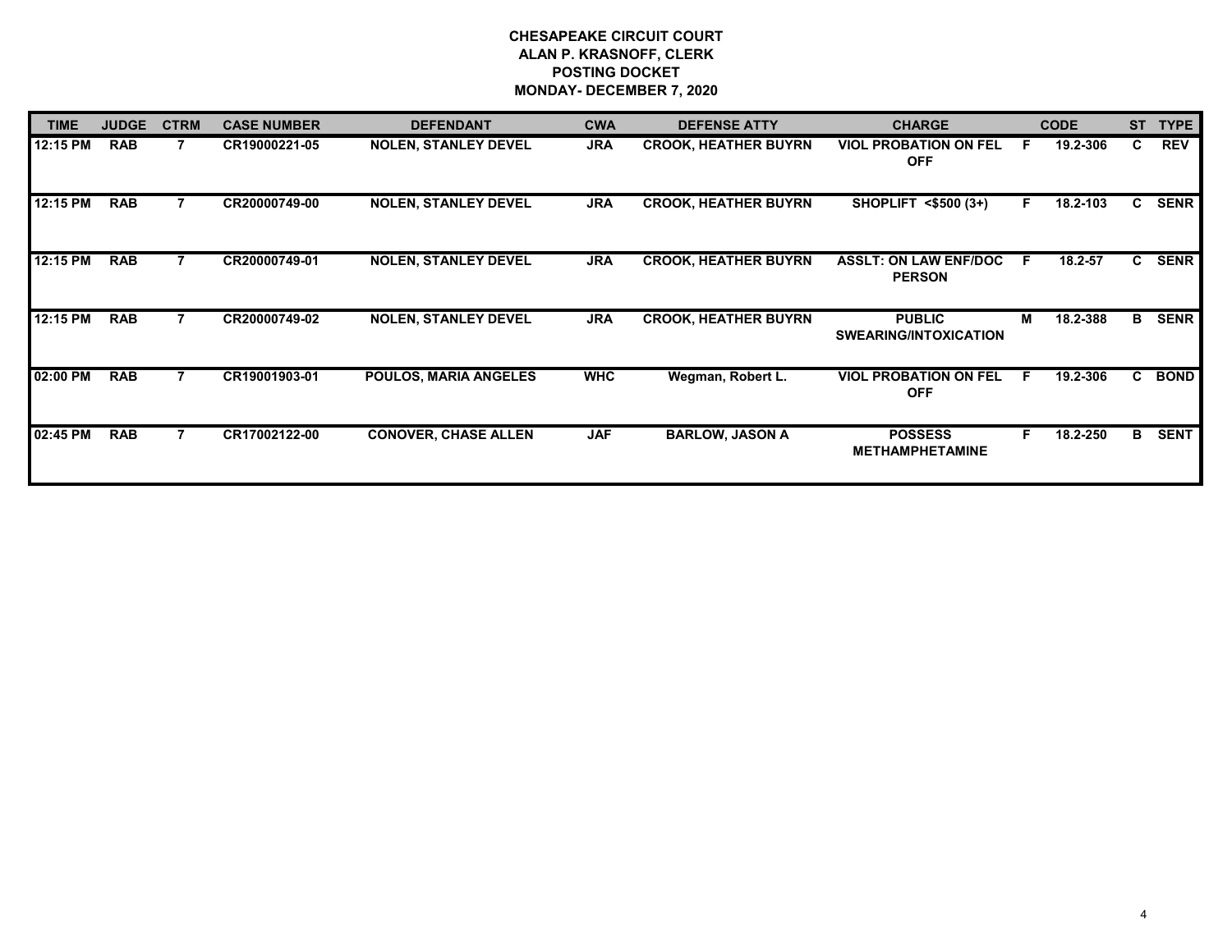**CHESAPEAKE CIRCUIT COURT**
**ALAN P. KRASNOFF, CLERK**
**POSTING DOCKET**
**MONDAY- DECEMBER 7, 2020**

| TIME | JUDGE | CTRM | CASE NUMBER | DEFENDANT | CWA | DEFENSE ATTY | CHARGE | | CODE | ST | TYPE |
|---|---|---|---|---|---|---|---|---|---|---|---|
| 12:15 PM | RAB | 7 | CR19000221-05 | NOLEN, STANLEY DEVEL | JRA | CROOK, HEATHER BUYRN | VIOL PROBATION ON FEL OFF | F | 19.2-306 | C | REV |
| 12:15 PM | RAB | 7 | CR20000749-00 | NOLEN, STANLEY DEVEL | JRA | CROOK, HEATHER BUYRN | SHOPLIFT <$500 (3+) | F | 18.2-103 | C | SENR |
| 12:15 PM | RAB | 7 | CR20000749-01 | NOLEN, STANLEY DEVEL | JRA | CROOK, HEATHER BUYRN | ASSLT: ON LAW ENF/DOC PERSON | F | 18.2-57 | C | SENR |
| 12:15 PM | RAB | 7 | CR20000749-02 | NOLEN, STANLEY DEVEL | JRA | CROOK, HEATHER BUYRN | PUBLIC SWEARING/INTOXICATION | M | 18.2-388 | B | SENR |
| 02:00 PM | RAB | 7 | CR19001903-01 | POULOS, MARIA ANGELES | WHC | Wegman, Robert L. | VIOL PROBATION ON FEL OFF | F | 19.2-306 | C | BOND |
| 02:45 PM | RAB | 7 | CR17002122-00 | CONOVER, CHASE ALLEN | JAF | BARLOW, JASON A | POSSESS METHAMPHETAMINE | F | 18.2-250 | B | SENT |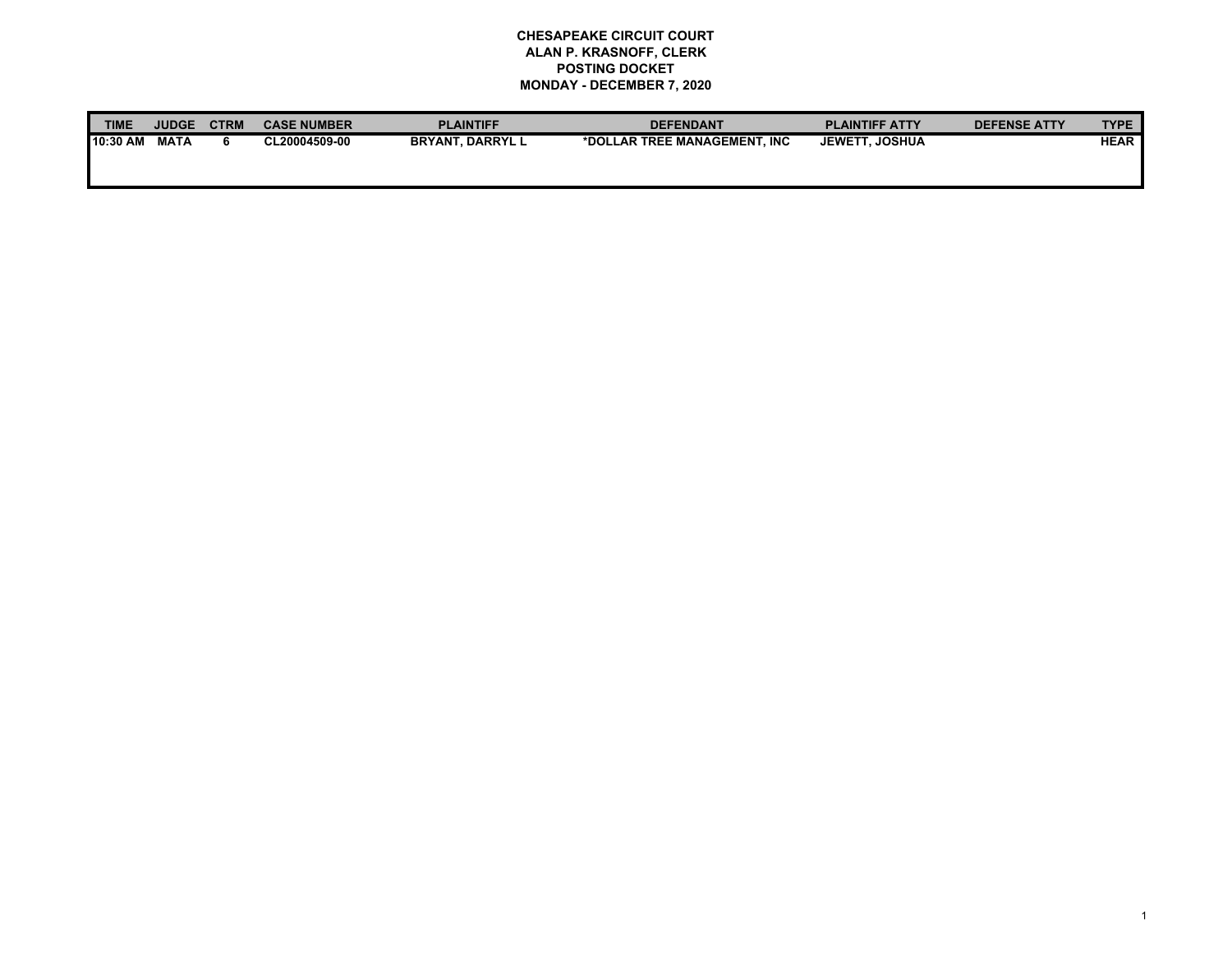**CHESAPEAKE CIRCUIT COURT**
**ALAN P. KRASNOFF, CLERK**
**POSTING DOCKET**
**MONDAY - DECEMBER 7, 2020**

| TIME | JUDGE | CTRM | CASE NUMBER | PLAINTIFF | DEFENDANT | PLAINTIFF ATTY | DEFENSE ATTY | TYPE |
|---|---|---|---|---|---|---|---|---|
| 10:30 AM | MATA | 6 | CL20004509-00 | BRYANT, DARRYL L | *DOLLAR TREE MANAGEMENT, INC | JEWETT, JOSHUA | | HEAR |